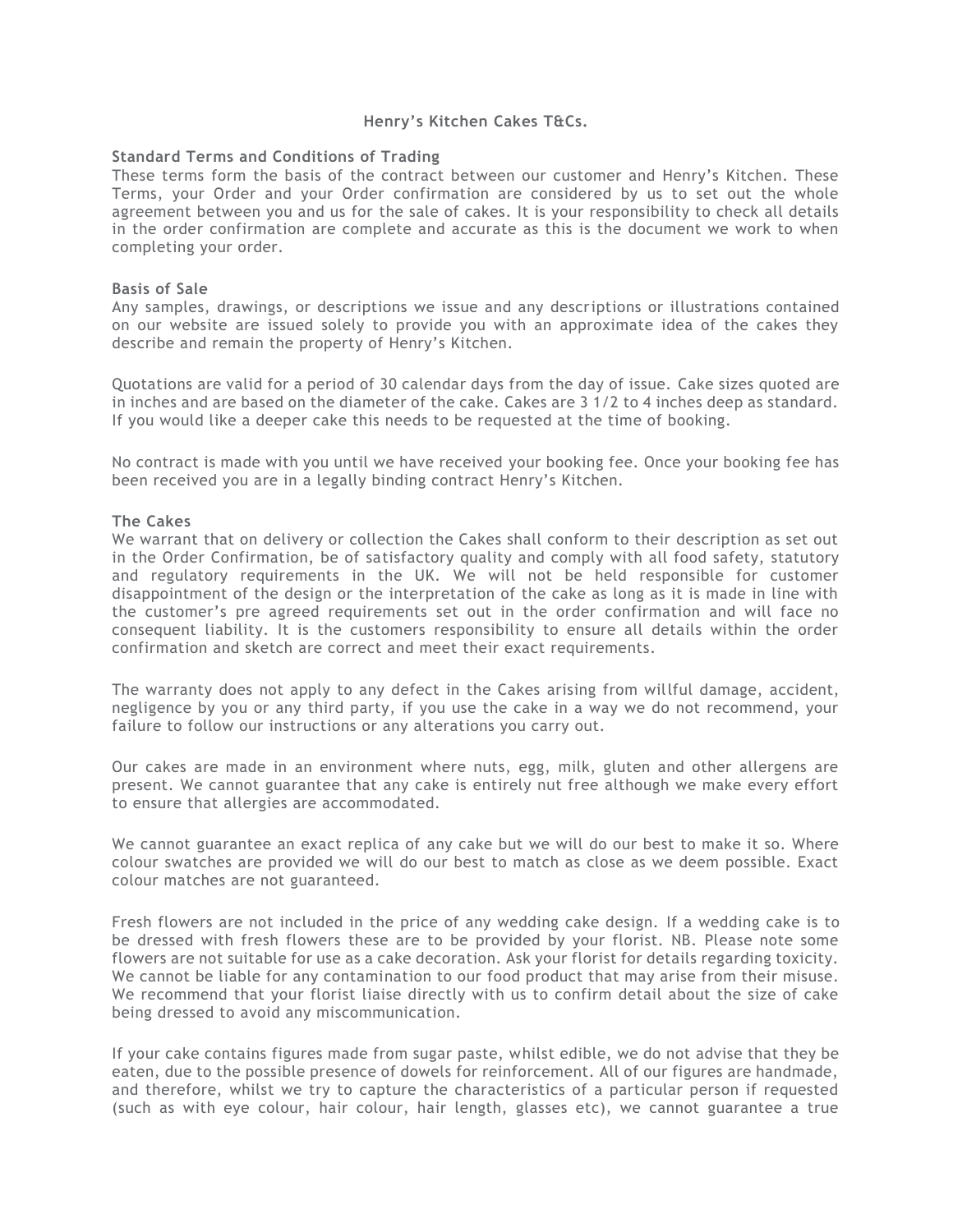# Henry's Kitchen Cakes T&Cs.

**Standard Terms and Conditions of Trading**

These terms form the basis of the contract between our customer and Henry's Kitchen. These Terms, your Order and your Order confirmation are considered by us to set out the whole agreement between you and us for the sale of cakes. It is your responsibility to check all details in the order confirmation are complete and accurate as this is the document we work to when completing your order.

**Basis of Sale**

Any samples, drawings, or descriptions we issue and any descriptions or illustrations contained on our website are issued solely to provide you with an approximate idea of the cakes they describe and remain the property of Henry's Kitchen.

Quotations are valid for a period of 30 calendar days from the day of issue. Cake sizes quoted are in inches and are based on the diameter of the cake. Cakes are 3 1/2 to 4 inches deep as standard. If you would like a deeper cake this needs to be requested at the time of booking.

No contract is made with you until we have received your booking fee. Once your booking fee has been received you are in a legally binding contract Henry's Kitchen.

**The Cakes**

We warrant that on delivery or collection the Cakes shall conform to their description as set out in the Order Confirmation, be of satisfactory quality and comply with all food safety, statutory and regulatory requirements in the UK. We will not be held responsible for customer disappointment of the design or the interpretation of the cake as long as it is made in line with the customer's pre agreed requirements set out in the order confirmation and will face no consequent liability. It is the customers responsibility to ensure all details within the order confirmation and sketch are correct and meet their exact requirements.

The warranty does not apply to any defect in the Cakes arising from willful damage, accident, negligence by you or any third party, if you use the cake in a way we do not recommend, your failure to follow our instructions or any alterations you carry out.

Our cakes are made in an environment where nuts, egg, milk, gluten and other allergens are present. We cannot guarantee that any cake is entirely nut free although we make every effort to ensure that allergies are accommodated.

We cannot guarantee an exact replica of any cake but we will do our best to make it so. Where colour swatches are provided we will do our best to match as close as we deem possible. Exact colour matches are not guaranteed.

Fresh flowers are not included in the price of any wedding cake design. If a wedding cake is to be dressed with fresh flowers these are to be provided by your florist. NB. Please note some flowers are not suitable for use as a cake decoration. Ask your florist for details regarding toxicity. We cannot be liable for any contamination to our food product that may arise from their misuse. We recommend that your florist liaise directly with us to confirm detail about the size of cake being dressed to avoid any miscommunication.

If your cake contains figures made from sugar paste, whilst edible, we do not advise that they be eaten, due to the possible presence of dowels for reinforcement. All of our figures are handmade, and therefore, whilst we try to capture the characteristics of a particular person if requested (such as with eye colour, hair colour, hair length, glasses etc), we cannot guarantee a true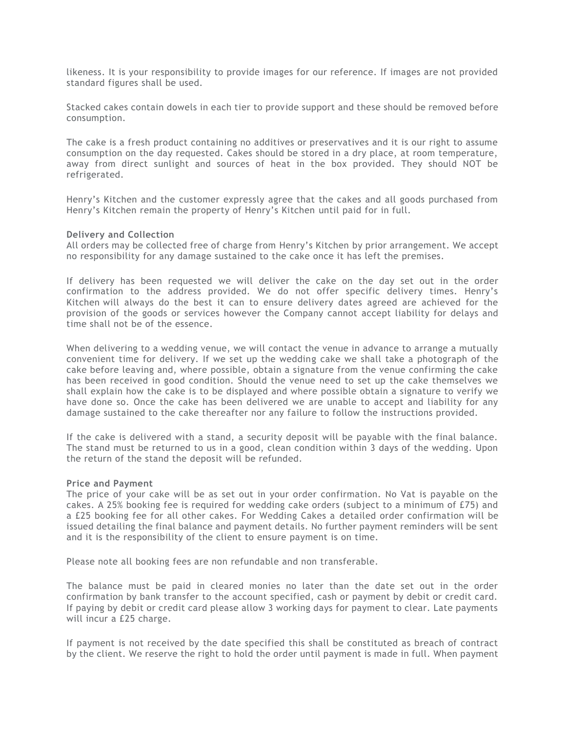likeness. It is your responsibility to provide images for our reference. If images are not provided standard figures shall be used.

Stacked cakes contain dowels in each tier to provide support and these should be removed before consumption.

The cake is a fresh product containing no additives or preservatives and it is our right to assume consumption on the day requested. Cakes should be stored in a dry place, at room temperature, away from direct sunlight and sources of heat in the box provided. They should NOT be refrigerated.

Henry's Kitchen and the customer expressly agree that the cakes and all goods purchased from Henry's Kitchen remain the property of Henry's Kitchen until paid for in full.

**Delivery and Collection**

All orders may be collected free of charge from Henry's Kitchen by prior arrangement. We accept no responsibility for any damage sustained to the cake once it has left the premises.

If delivery has been requested we will deliver the cake on the day set out in the order confirmation to the address provided. We do not offer specific delivery times. Henry's Kitchen will always do the best it can to ensure delivery dates agreed are achieved for the provision of the goods or services however the Company cannot accept liability for delays and time shall not be of the essence.

When delivering to a wedding venue, we will contact the venue in advance to arrange a mutually convenient time for delivery. If we set up the wedding cake we shall take a photograph of the cake before leaving and, where possible, obtain a signature from the venue confirming the cake has been received in good condition. Should the venue need to set up the cake themselves we shall explain how the cake is to be displayed and where possible obtain a signature to verify we have done so. Once the cake has been delivered we are unable to accept and liability for any damage sustained to the cake thereafter nor any failure to follow the instructions provided.

If the cake is delivered with a stand, a security deposit will be payable with the final balance. The stand must be returned to us in a good, clean condition within 3 days of the wedding. Upon the return of the stand the deposit will be refunded.

**Price and Payment**

The price of your cake will be as set out in your order confirmation. No Vat is payable on the cakes. A 25% booking fee is required for wedding cake orders (subject to a minimum of £75) and a £25 booking fee for all other cakes. For Wedding Cakes a detailed order confirmation will be issued detailing the final balance and payment details. No further payment reminders will be sent and it is the responsibility of the client to ensure payment is on time.

Please note all booking fees are non refundable and non transferable.

The balance must be paid in cleared monies no later than the date set out in the order confirmation by bank transfer to the account specified, cash or payment by debit or credit card. If paying by debit or credit card please allow 3 working days for payment to clear. Late payments will incur a £25 charge.

If payment is not received by the date specified this shall be constituted as breach of contract by the client. We reserve the right to hold the order until payment is made in full. When payment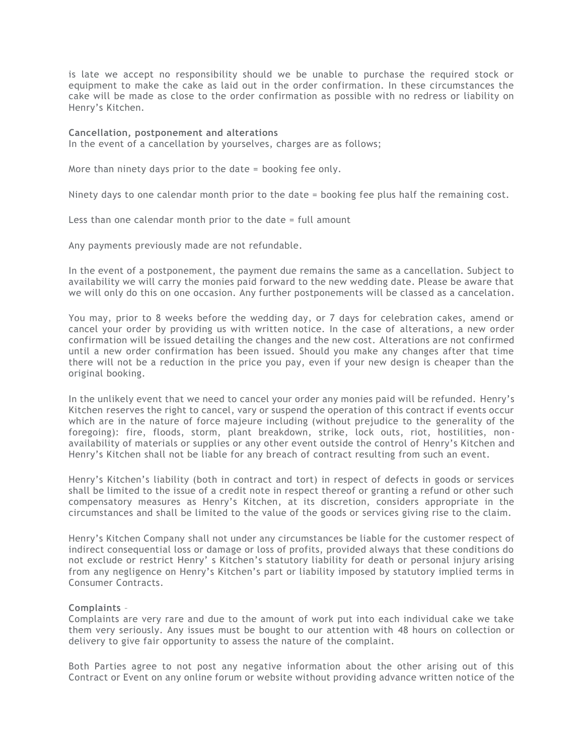is late we accept no responsibility should we be unable to purchase the required stock or equipment to make the cake as laid out in the order confirmation. In these circumstances the cake will be made as close to the order confirmation as possible with no redress or liability on Henry's Kitchen.

**Cancellation, postponement and alterations**

In the event of a cancellation by yourselves, charges are as follows;

More than ninety days prior to the date = booking fee only.

Ninety days to one calendar month prior to the date = booking fee plus half the remaining cost.

Less than one calendar month prior to the date = full amount

Any payments previously made are not refundable.

In the event of a postponement, the payment due remains the same as a cancellation. Subject to availability we will carry the monies paid forward to the new wedding date. Please be aware that we will only do this on one occasion. Any further postponements will be classed as a cancelation.

You may, prior to 8 weeks before the wedding day, or 7 days for celebration cakes, amend or cancel your order by providing us with written notice. In the case of alterations, a new order confirmation will be issued detailing the changes and the new cost. Alterations are not confirmed until a new order confirmation has been issued. Should you make any changes after that time there will not be a reduction in the price you pay, even if your new design is cheaper than the original booking.

In the unlikely event that we need to cancel your order any monies paid will be refunded. Henry's Kitchen reserves the right to cancel, vary or suspend the operation of this contract if events occur which are in the nature of force majeure including (without prejudice to the generality of the foregoing): fire, floods, storm, plant breakdown, strike, lock outs, riot, hostilities, non-availability of materials or supplies or any other event outside the control of Henry's Kitchen and Henry's Kitchen shall not be liable for any breach of contract resulting from such an event.

Henry's Kitchen's liability (both in contract and tort) in respect of defects in goods or services shall be limited to the issue of a credit note in respect thereof or granting a refund or other such compensatory measures as Henry's Kitchen, at its discretion, considers appropriate in the circumstances and shall be limited to the value of the goods or services giving rise to the claim.

Henry's Kitchen Company shall not under any circumstances be liable for the customer respect of indirect consequential loss or damage or loss of profits, provided always that these conditions do not exclude or restrict Henry' s Kitchen's statutory liability for death or personal injury arising from any negligence on Henry's Kitchen's part or liability imposed by statutory implied terms in Consumer Contracts.

**Complaints** –

Complaints are very rare and due to the amount of work put into each individual cake we take them very seriously. Any issues must be bought to our attention with 48 hours on collection or delivery to give fair opportunity to assess the nature of the complaint.

Both Parties agree to not post any negative information about the other arising out of this Contract or Event on any online forum or website without providing advance written notice of the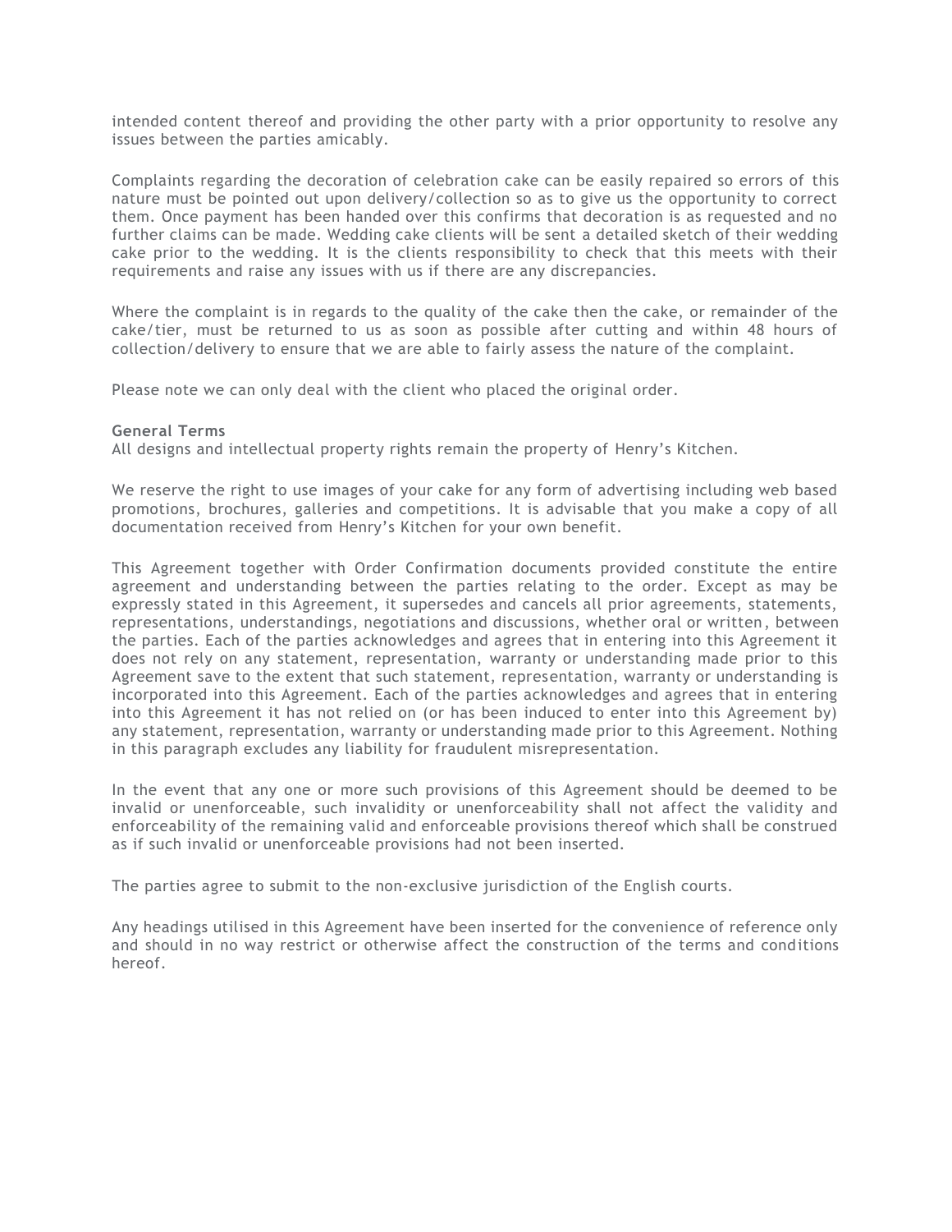intended content thereof and providing the other party with a prior opportunity to resolve any issues between the parties amicably.

Complaints regarding the decoration of celebration cake can be easily repaired so errors of this nature must be pointed out upon delivery/collection so as to give us the opportunity to correct them. Once payment has been handed over this confirms that decoration is as requested and no further claims can be made. Wedding cake clients will be sent a detailed sketch of their wedding cake prior to the wedding. It is the clients responsibility to check that this meets with their requirements and raise any issues with us if there are any discrepancies.

Where the complaint is in regards to the quality of the cake then the cake, or remainder of the cake/tier, must be returned to us as soon as possible after cutting and within 48 hours of collection/delivery to ensure that we are able to fairly assess the nature of the complaint.

Please note we can only deal with the client who placed the original order.

**General Terms**

All designs and intellectual property rights remain the property of Henry's Kitchen.

We reserve the right to use images of your cake for any form of advertising including web based promotions, brochures, galleries and competitions. It is advisable that you make a copy of all documentation received from Henry's Kitchen for your own benefit.

This Agreement together with Order Confirmation documents provided constitute the entire agreement and understanding between the parties relating to the order. Except as may be expressly stated in this Agreement, it supersedes and cancels all prior agreements, statements, representations, understandings, negotiations and discussions, whether oral or written, between the parties. Each of the parties acknowledges and agrees that in entering into this Agreement it does not rely on any statement, representation, warranty or understanding made prior to this Agreement save to the extent that such statement, representation, warranty or understanding is incorporated into this Agreement. Each of the parties acknowledges and agrees that in entering into this Agreement it has not relied on (or has been induced to enter into this Agreement by) any statement, representation, warranty or understanding made prior to this Agreement. Nothing in this paragraph excludes any liability for fraudulent misrepresentation.

In the event that any one or more such provisions of this Agreement should be deemed to be invalid or unenforceable, such invalidity or unenforceability shall not affect the validity and enforceability of the remaining valid and enforceable provisions thereof which shall be construed as if such invalid or unenforceable provisions had not been inserted.

The parties agree to submit to the non-exclusive jurisdiction of the English courts.

Any headings utilised in this Agreement have been inserted for the convenience of reference only and should in no way restrict or otherwise affect the construction of the terms and conditions hereof.